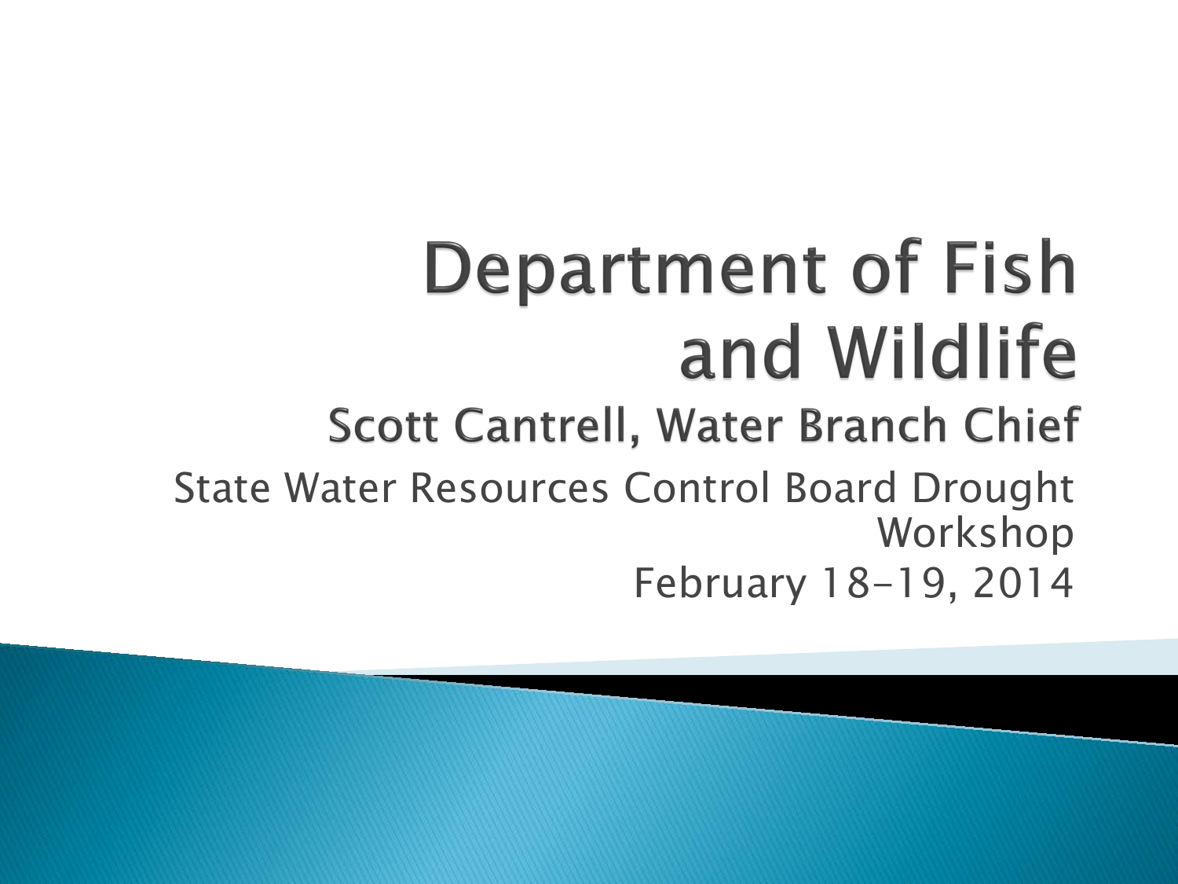# Department of Fish and Wildlife

## Scott Cantrell, Water Branch Chief

State Water Resources Control Board Drought Workshop

February 18-19, 2014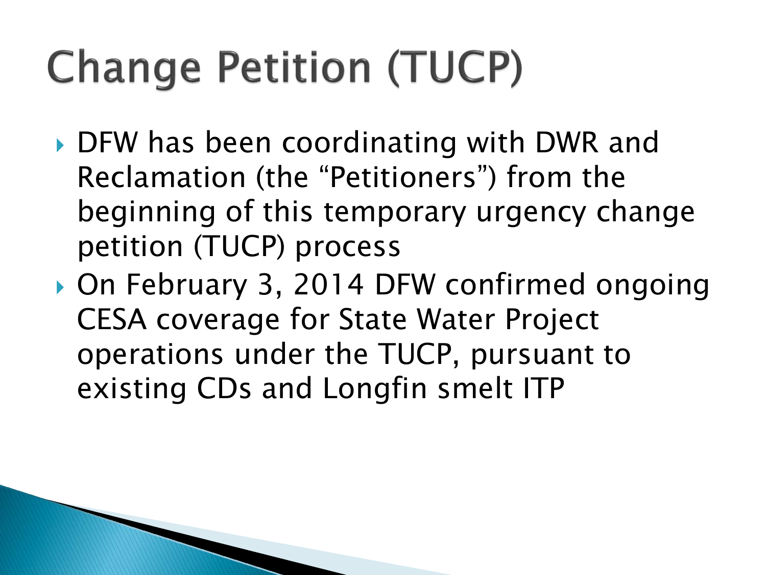# Change Petition (TUCP)

- DFW has been coordinating with DWR and Reclamation (the "Petitioners") from the beginning of this temporary urgency change petition (TUCP) process
- On February 3, 2014 DFW confirmed ongoing CESA coverage for State Water Project operations under the TUCP, pursuant to existing CDs and Longfin smelt ITP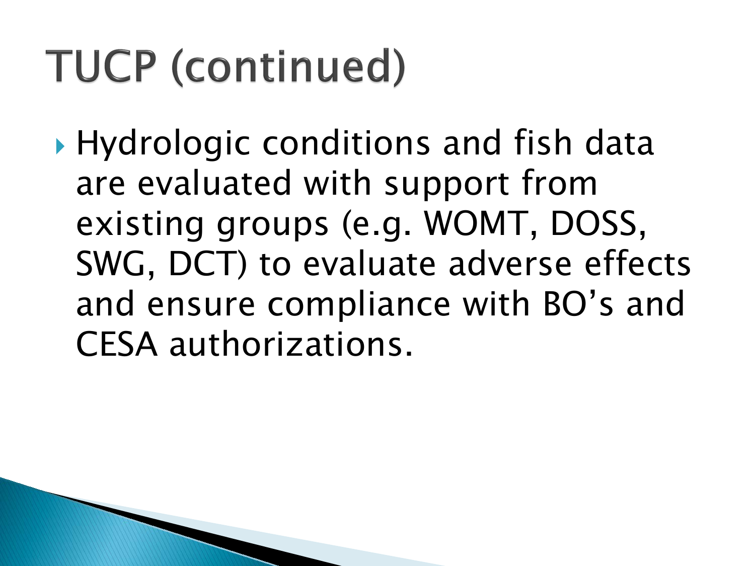# TUCP (continued)

- Hydrologic conditions and fish data are evaluated with support from existing groups (e.g. WOMT, DOSS, SWG, DCT) to evaluate adverse effects and ensure compliance with BO's and CESA authorizations.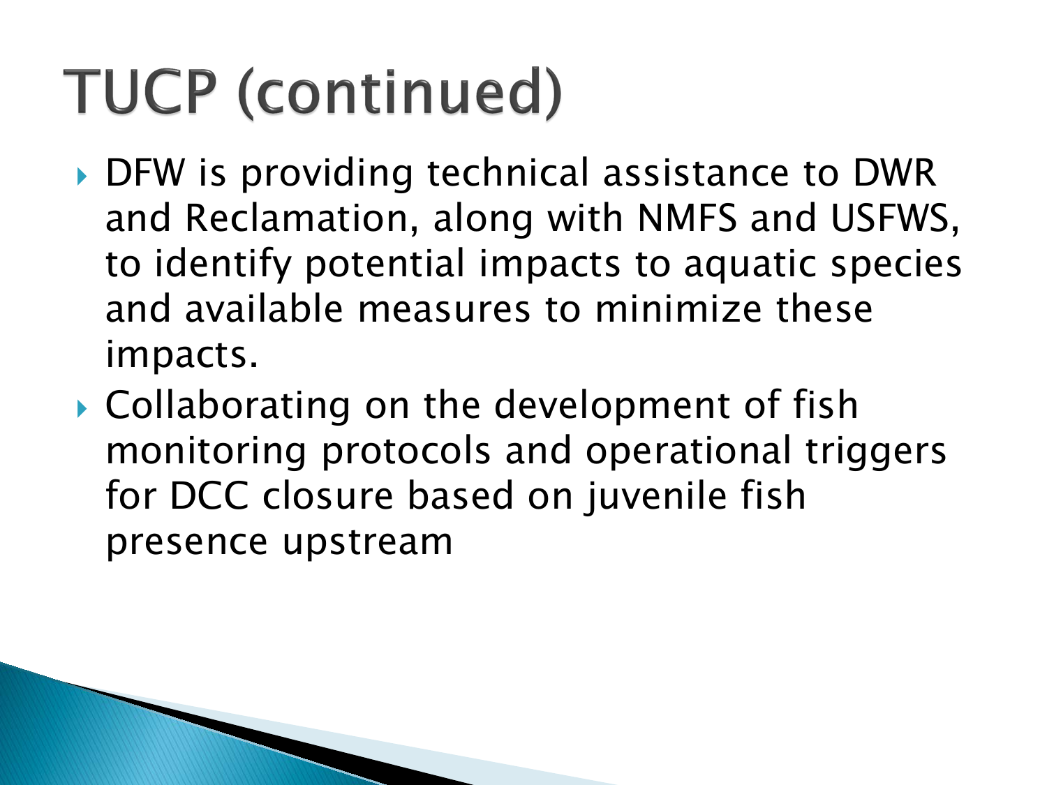# TUCP (continued)

- DFW is providing technical assistance to DWR and Reclamation, along with NMFS and USFWS, to identify potential impacts to aquatic species and available measures to minimize these impacts.
- Collaborating on the development of fish monitoring protocols and operational triggers for DCC closure based on juvenile fish presence upstream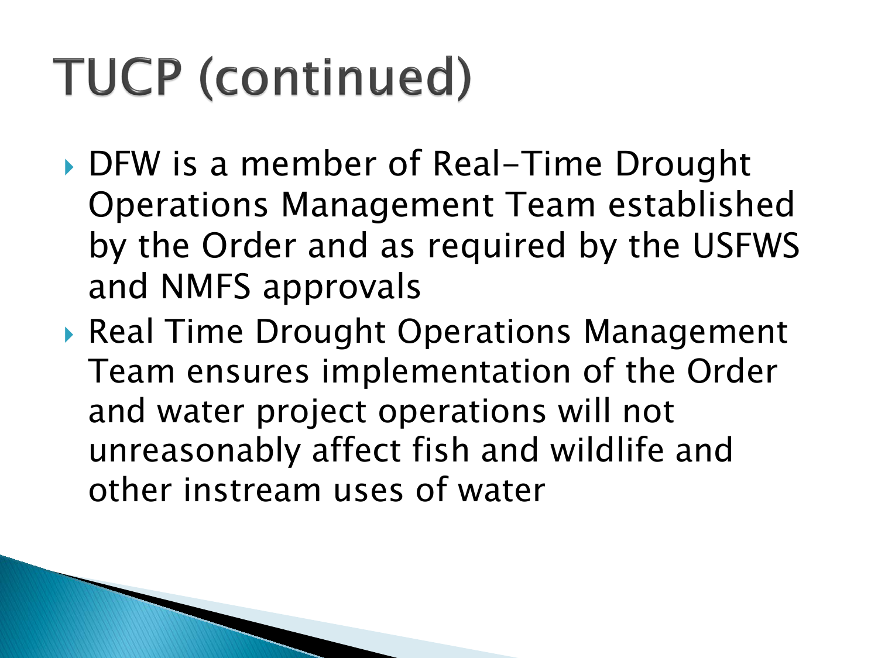# TUCP (continued)

- DFW is a member of Real-Time Drought Operations Management Team established by the Order and as required by the USFWS and NMFS approvals
- Real Time Drought Operations Management Team ensures implementation of the Order and water project operations will not unreasonably affect fish and wildlife and other instream uses of water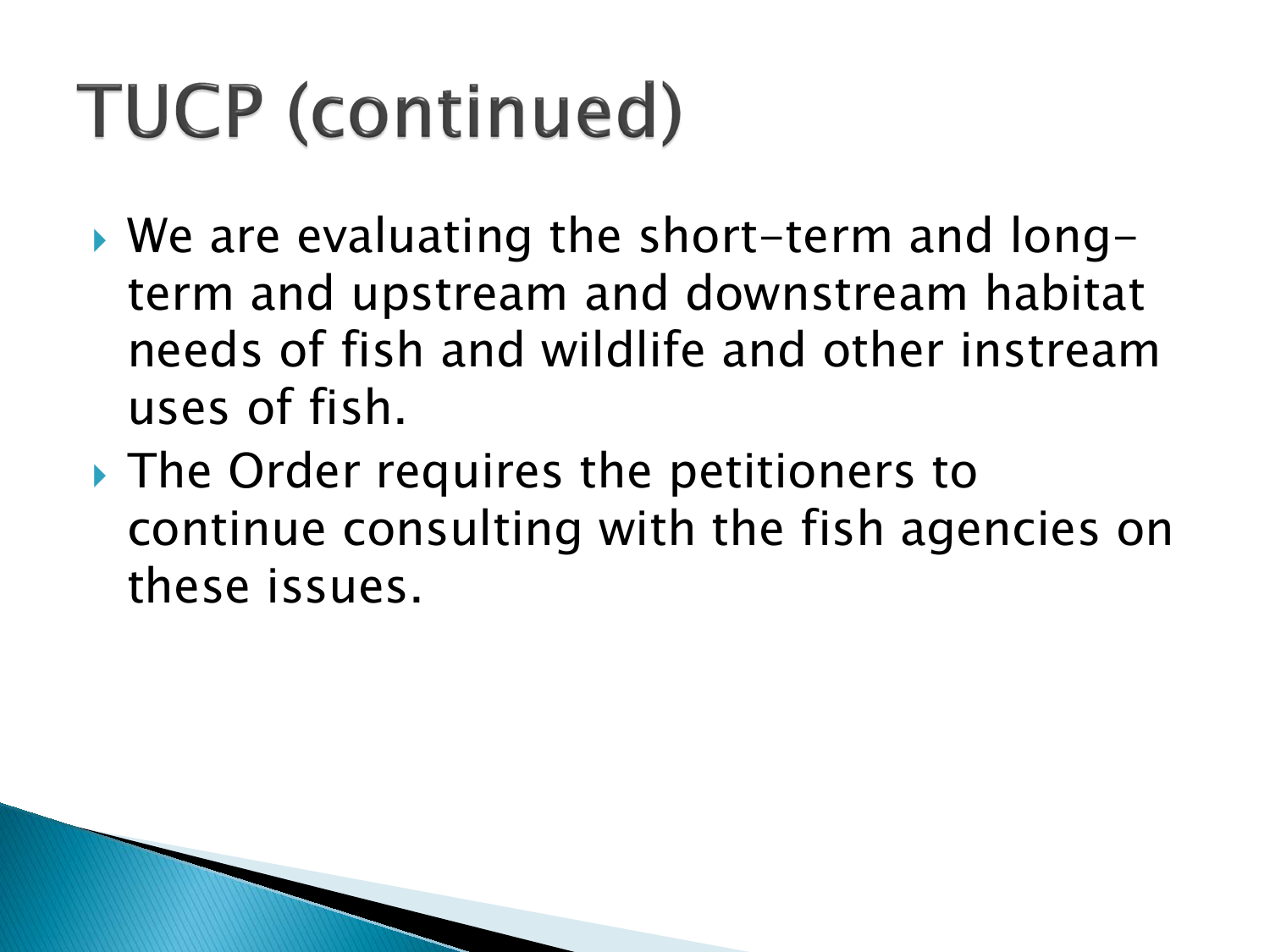# TUCP (continued)

- We are evaluating the short-term and long-term and upstream and downstream habitat needs of fish and wildlife and other instream uses of fish.
- The Order requires the petitioners to continue consulting with the fish agencies on these issues.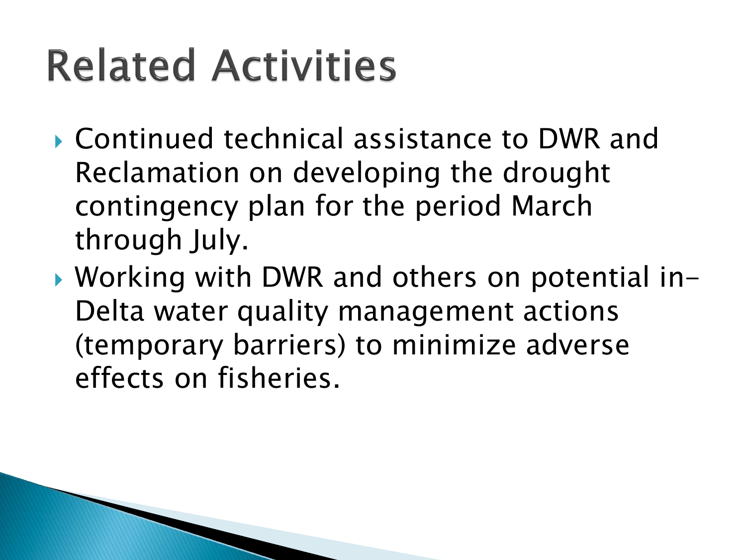# Related Activities

- Continued technical assistance to DWR and Reclamation on developing the drought contingency plan for the period March through July.
- Working with DWR and others on potential in-Delta water quality management actions (temporary barriers) to minimize adverse effects on fisheries.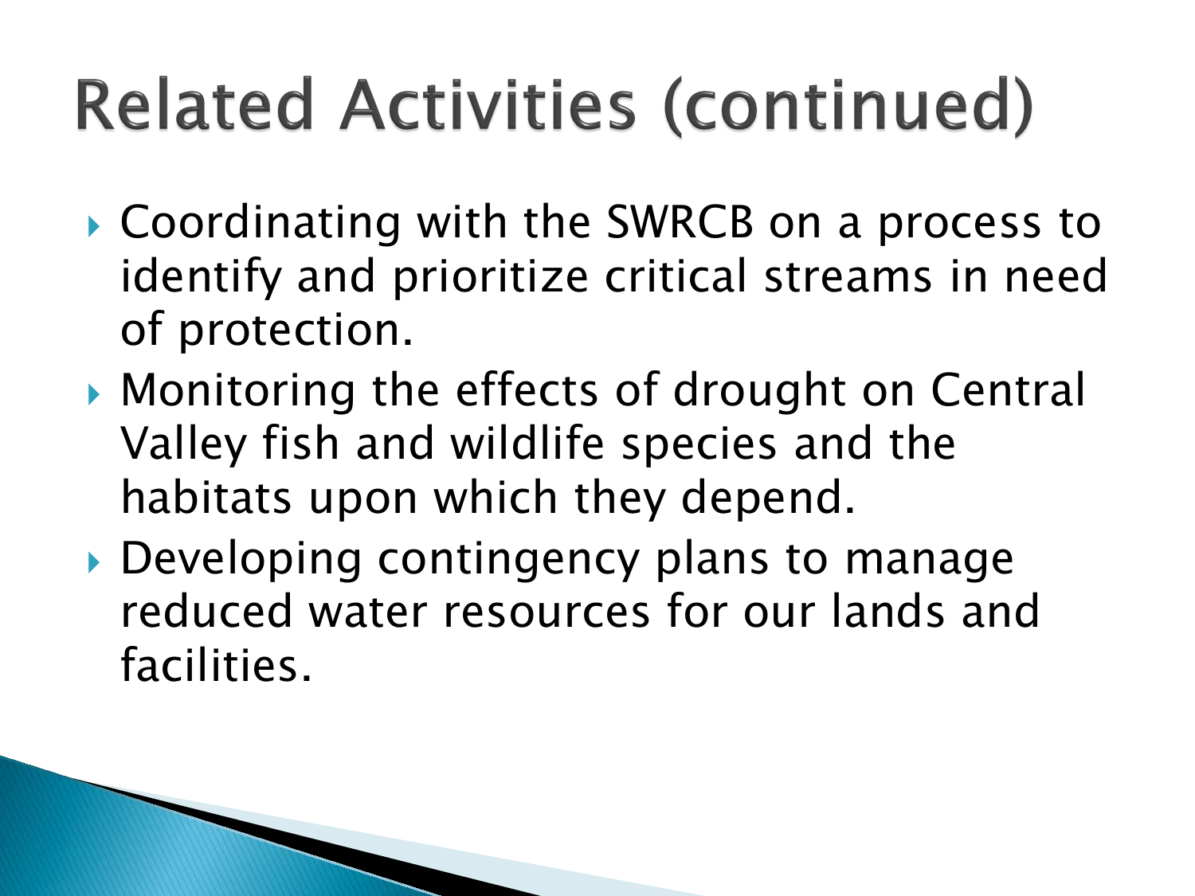# Related Activities (continued)

- Coordinating with the SWRCB on a process to identify and prioritize critical streams in need of protection.
- Monitoring the effects of drought on Central Valley fish and wildlife species and the habitats upon which they depend.
- Developing contingency plans to manage reduced water resources for our lands and facilities.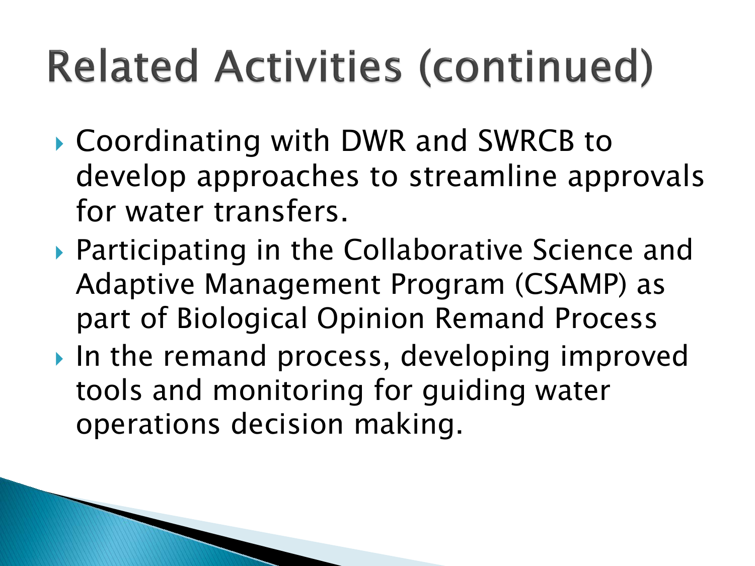# Related Activities (continued)

- Coordinating with DWR and SWRCB to develop approaches to streamline approvals for water transfers.
- Participating in the Collaborative Science and Adaptive Management Program (CSAMP) as part of Biological Opinion Remand Process
- In the remand process, developing improved tools and monitoring for guiding water operations decision making.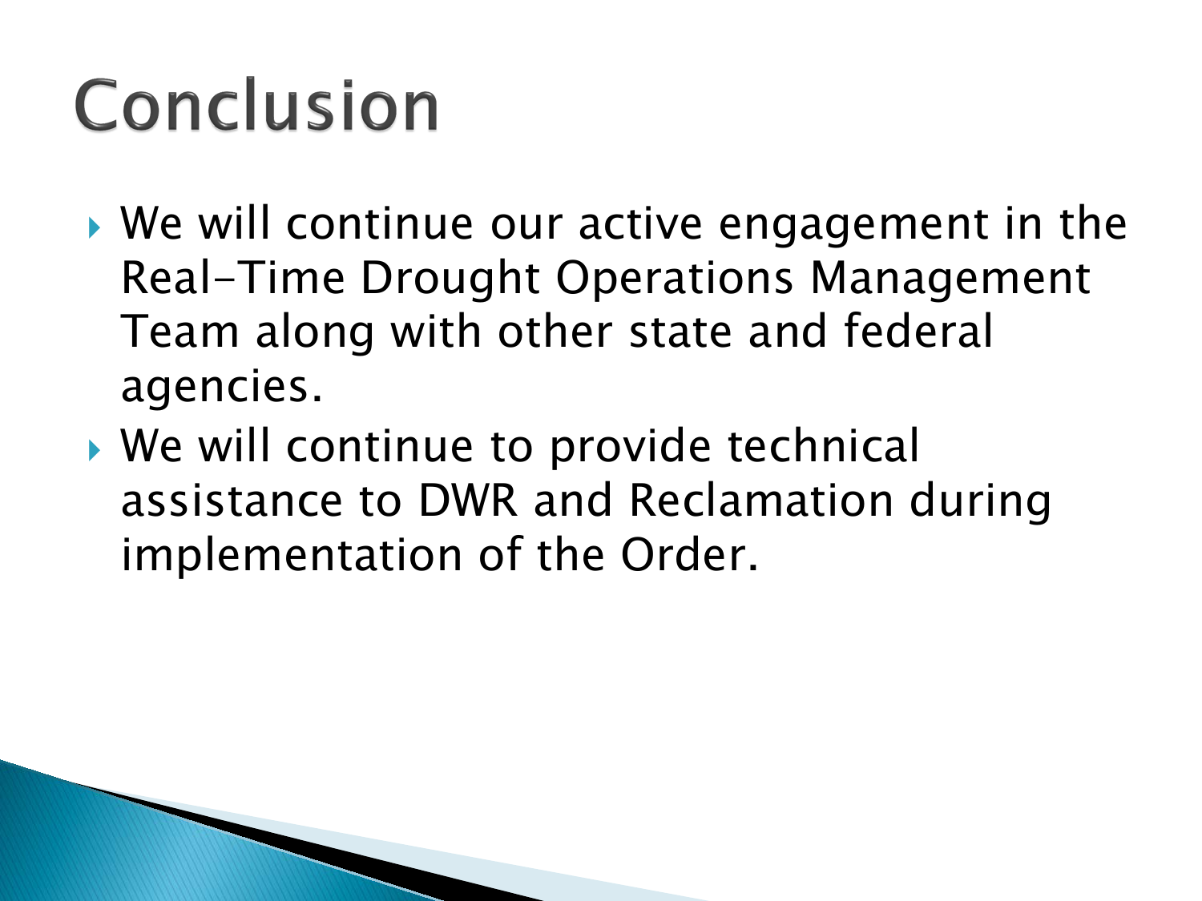# Conclusion

- We will continue our active engagement in the Real-Time Drought Operations Management Team along with other state and federal agencies.
- We will continue to provide technical assistance to DWR and Reclamation during implementation of the Order.